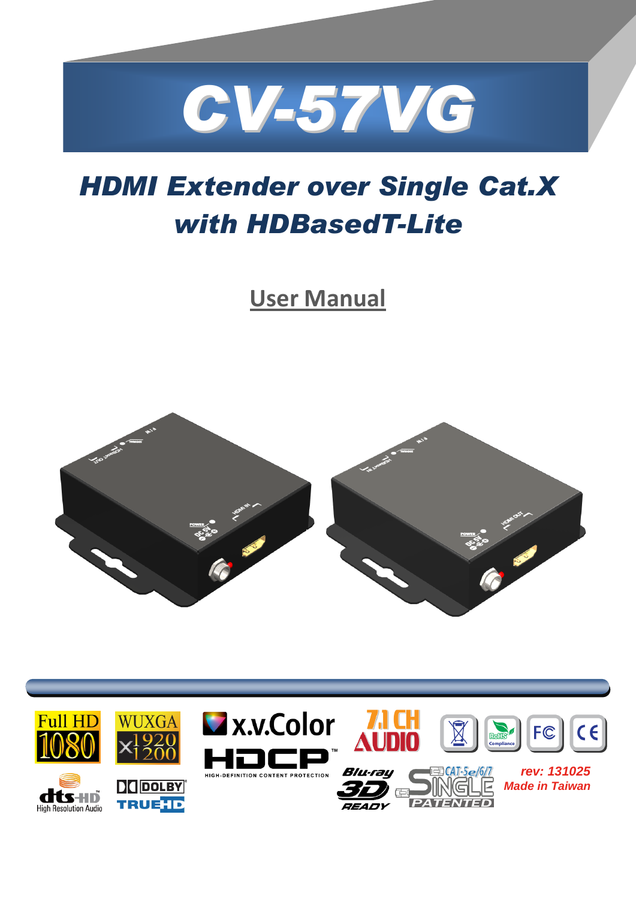# CV-57VG

## *HDMI Extender over Single Cat.X with HDBasedT-Lite*

**User Manual**

*rev: 131025*
*Made in Taiwan*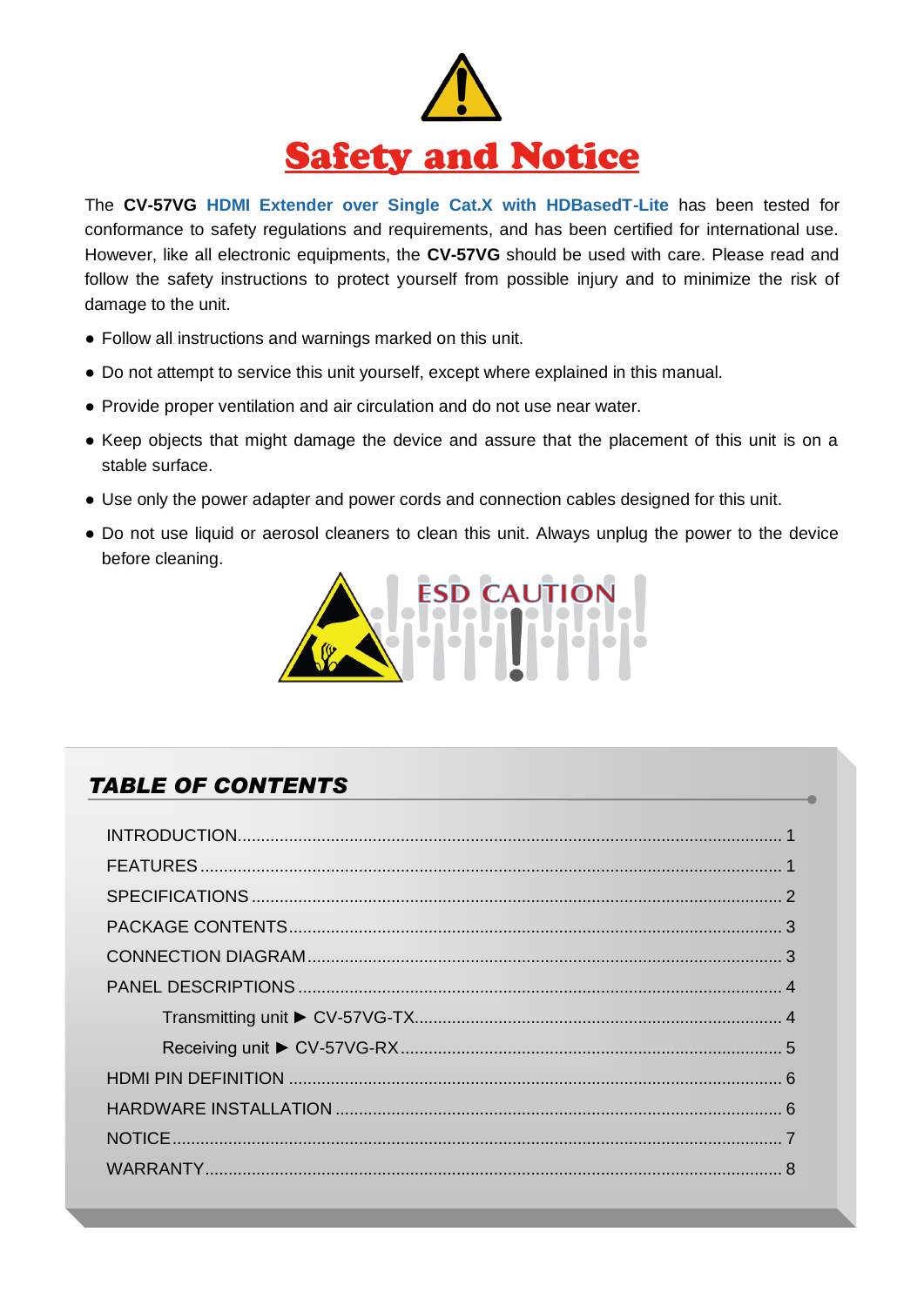# Safety and Notice

The **CV-57VG** **HDMI Extender over Single Cat.X with HDBasedT-Lite** has been tested for conformance to safety regulations and requirements, and has been certified for international use. However, like all electronic equipments, the **CV-57VG** should be used with care. Please read and follow the safety instructions to protect yourself from possible injury and to minimize the risk of damage to the unit.

- Follow all instructions and warnings marked on this unit.
- Do not attempt to service this unit yourself, except where explained in this manual.
- Provide proper ventilation and air circulation and do not use near water.
- Keep objects that might damage the device and assure that the placement of this unit is on a stable surface.
- Use only the power adapter and power cords and connection cables designed for this unit.
- Do not use liquid or aerosol cleaners to clean this unit. Always unplug the power to the device before cleaning.

ESD CAUTION

## *TABLE OF CONTENTS*

- INTRODUCTION........................................ 1
- FEATURES........................................ 1
- SPECIFICATIONS........................................ 2
- PACKAGE CONTENTS........................................ 3
- CONNECTION DIAGRAM........................................ 3
- PANEL DESCRIPTIONS........................................ 4
  - Transmitting unit ► CV-57VG-TX........................................ 4
  - Receiving unit ► CV-57VG-RX........................................ 5
- HDMI PIN DEFINITION........................................ 6
- HARDWARE INSTALLATION........................................ 6
- NOTICE........................................ 7
- WARRANTY........................................ 8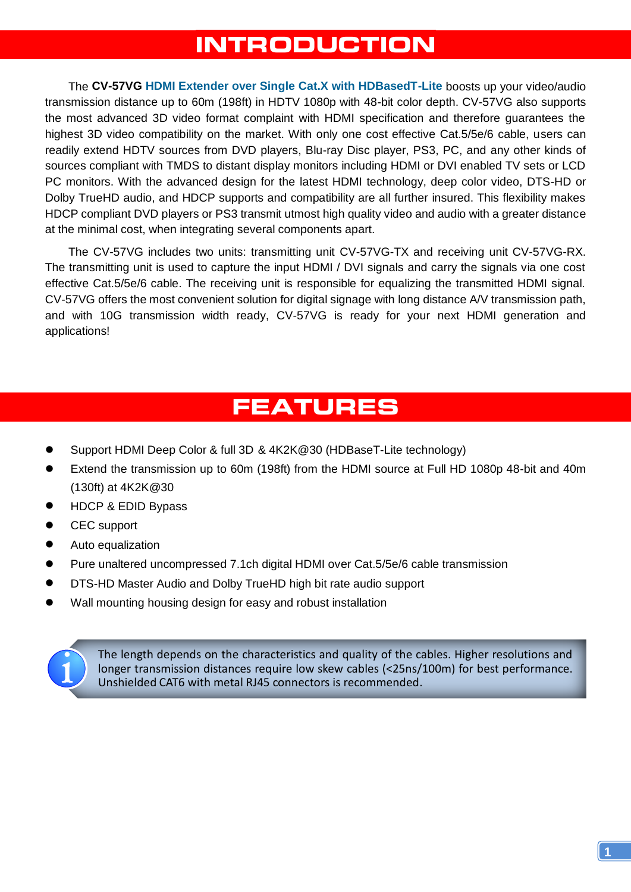# INTRODUCTION

The **CV-57VG** **HDMI Extender over Single Cat.X with HDBasedT-Lite** boosts up your video/audio transmission distance up to 60m (198ft) in HDTV 1080p with 48-bit color depth. CV-57VG also supports the most advanced 3D video format complaint with HDMI specification and therefore guarantees the highest 3D video compatibility on the market. With only one cost effective Cat.5/5e/6 cable, users can readily extend HDTV sources from DVD players, Blu-ray Disc player, PS3, PC, and any other kinds of sources compliant with TMDS to distant display monitors including HDMI or DVI enabled TV sets or LCD PC monitors. With the advanced design for the latest HDMI technology, deep color video, DTS-HD or Dolby TrueHD audio, and HDCP supports and compatibility are all further insured. This flexibility makes HDCP compliant DVD players or PS3 transmit utmost high quality video and audio with a greater distance at the minimal cost, when integrating several components apart.

The CV-57VG includes two units: transmitting unit CV-57VG-TX and receiving unit CV-57VG-RX. The transmitting unit is used to capture the input HDMI / DVI signals and carry the signals via one cost effective Cat.5/5e/6 cable. The receiving unit is responsible for equalizing the transmitted HDMI signal. CV-57VG offers the most convenient solution for digital signage with long distance A/V transmission path, and with 10G transmission width ready, CV-57VG is ready for your next HDMI generation and applications!

# FEATURES

- Support HDMI Deep Color & full 3D & 4K2K@30 (HDBaseT-Lite technology)
- Extend the transmission up to 60m (198ft) from the HDMI source at Full HD 1080p 48-bit and 40m (130ft) at 4K2K@30
- HDCP & EDID Bypass
- CEC support
- Auto equalization
- Pure unaltered uncompressed 7.1ch digital HDMI over Cat.5/5e/6 cable transmission
- DTS-HD Master Audio and Dolby TrueHD high bit rate audio support
- Wall mounting housing design for easy and robust installation

The length depends on the characteristics and quality of the cables. Higher resolutions and longer transmission distances require low skew cables (<25ns/100m) for best performance. Unshielded CAT6 with metal RJ45 connectors is recommended.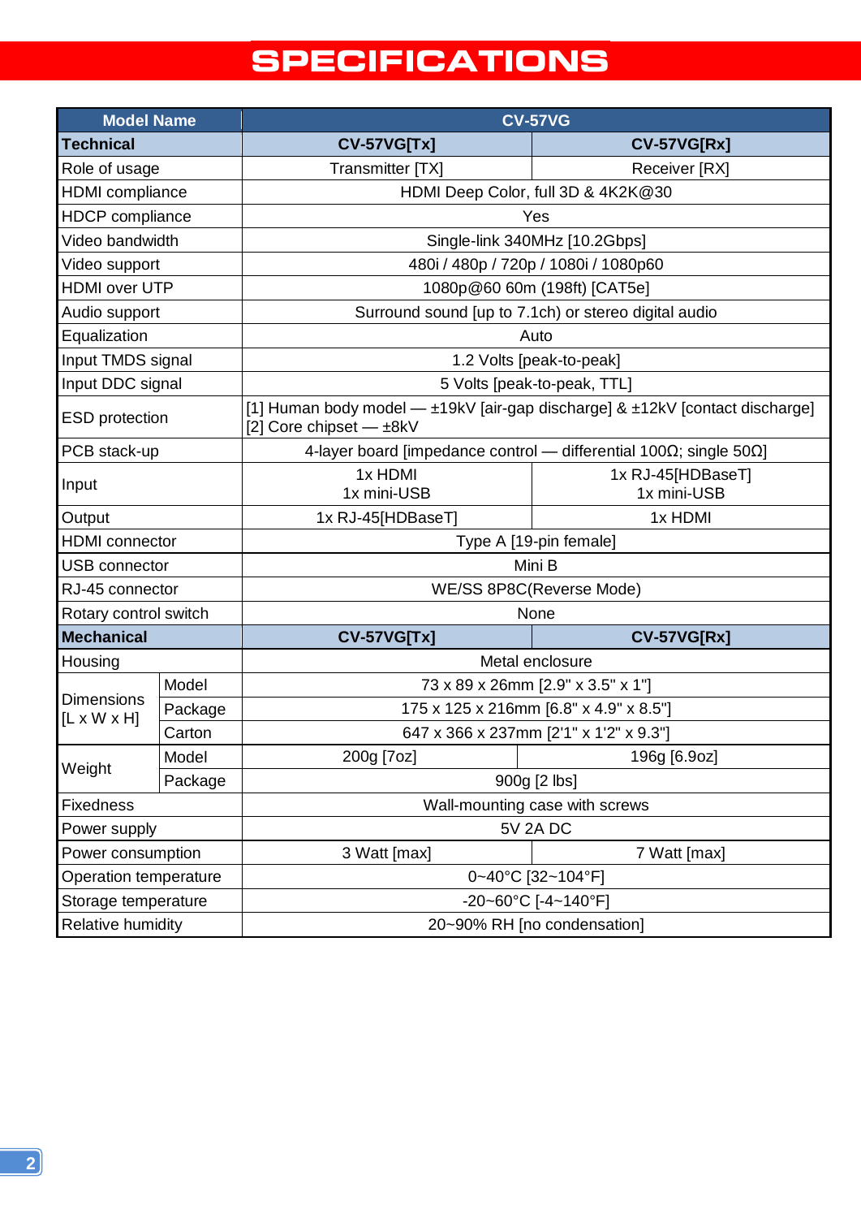# SPECIFICATIONS

| Model Name | | CV-57VG | |
|---|---|---|---|
| **Technical** | | **CV-57VG[Tx]** | **CV-57VG[Rx]** |
| Role of usage | | Transmitter [TX] | Receiver [RX] |
| HDMI compliance | | HDMI Deep Color, full 3D & 4K2K@30 | |
| HDCP compliance | | Yes | |
| Video bandwidth | | Single-link 340MHz [10.2Gbps] | |
| Video support | | 480i / 480p / 720p / 1080i / 1080p60 | |
| HDMI over UTP | | 1080p@60 60m (198ft) [CAT5e] | |
| Audio support | | Surround sound [up to 7.1ch) or stereo digital audio | |
| Equalization | | Auto | |
| Input TMDS signal | | 1.2 Volts [peak-to-peak] | |
| Input DDC signal | | 5 Volts [peak-to-peak, TTL] | |
| ESD protection | | [1] Human body model — ±19kV [air-gap discharge] & ±12kV [contact discharge]<br>[2] Core chipset — ±8kV | |
| PCB stack-up | | 4-layer board [impedance control — differential 100Ω; single 50Ω] | |
| Input | | 1x HDMI<br>1x mini-USB | 1x RJ-45[HDBaseT]<br>1x mini-USB |
| Output | | 1x RJ-45[HDBaseT] | 1x HDMI |
| HDMI connector | | Type A [19-pin female] | |
| USB connector | | Mini B | |
| RJ-45 connector | | WE/SS 8P8C(Reverse Mode) | |
| Rotary control switch | | None | |
| **Mechanical** | | **CV-57VG[Tx]** | **CV-57VG[Rx]** |
| Housing | | Metal enclosure | |
| Dimensions [L x W x H] | Model | 73 x 89 x 26mm [2.9" x 3.5" x 1"] | |
| | Package | 175 x 125 x 216mm [6.8" x 4.9" x 8.5"] | |
| | Carton | 647 x 366 x 237mm [2'1" x 1'2" x 9.3"] | |
| Weight | Model | 200g [7oz] | 196g [6.9oz] |
| | Package | 900g [2 lbs] | |
| Fixedness | | Wall-mounting case with screws | |
| Power supply | | 5V 2A DC | |
| Power consumption | | 3 Watt [max] | 7 Watt [max] |
| Operation temperature | | 0~40°C [32~104°F] | |
| Storage temperature | | -20~60°C [-4~140°F] | |
| Relative humidity | | 20~90% RH [no condensation] | |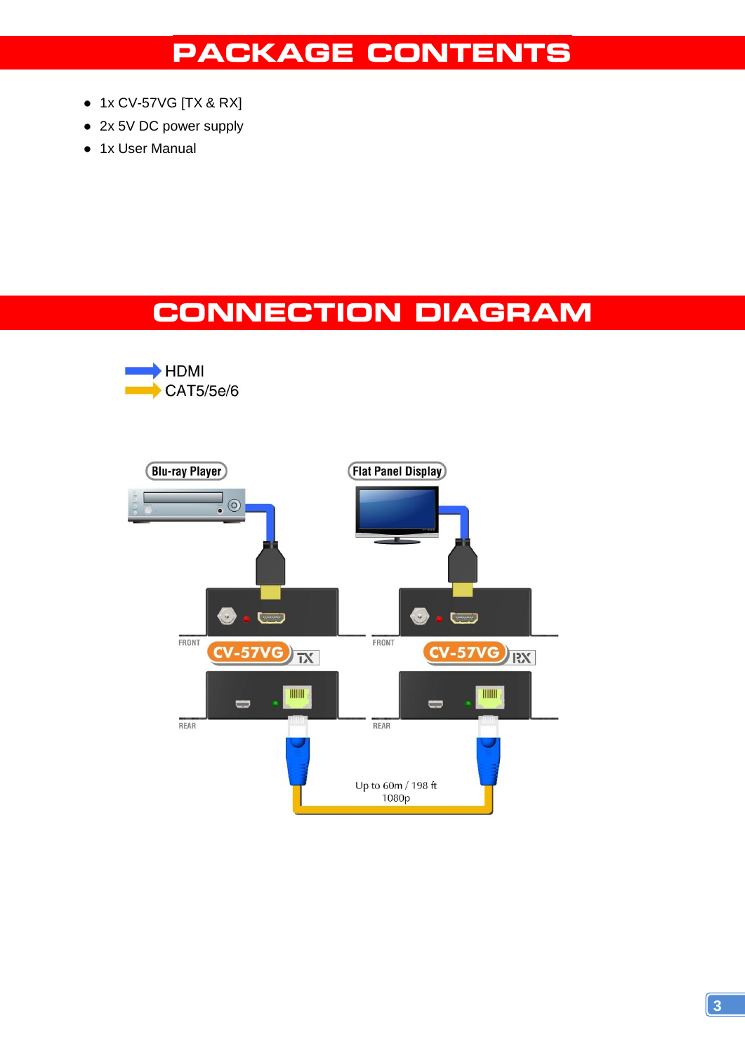# PACKAGE CONTENTS

- 1x CV-57VG [TX & RX]
- 2x 5V DC power supply
- 1x User Manual

# CONNECTION DIAGRAM

HDMI
CAT5/5e/6

Blu-ray Player

Flat Panel Display

FRONT

CV-57VG TX

REAR

FRONT

CV-57VG RX

REAR

Up to 60m / 198 ft
1080p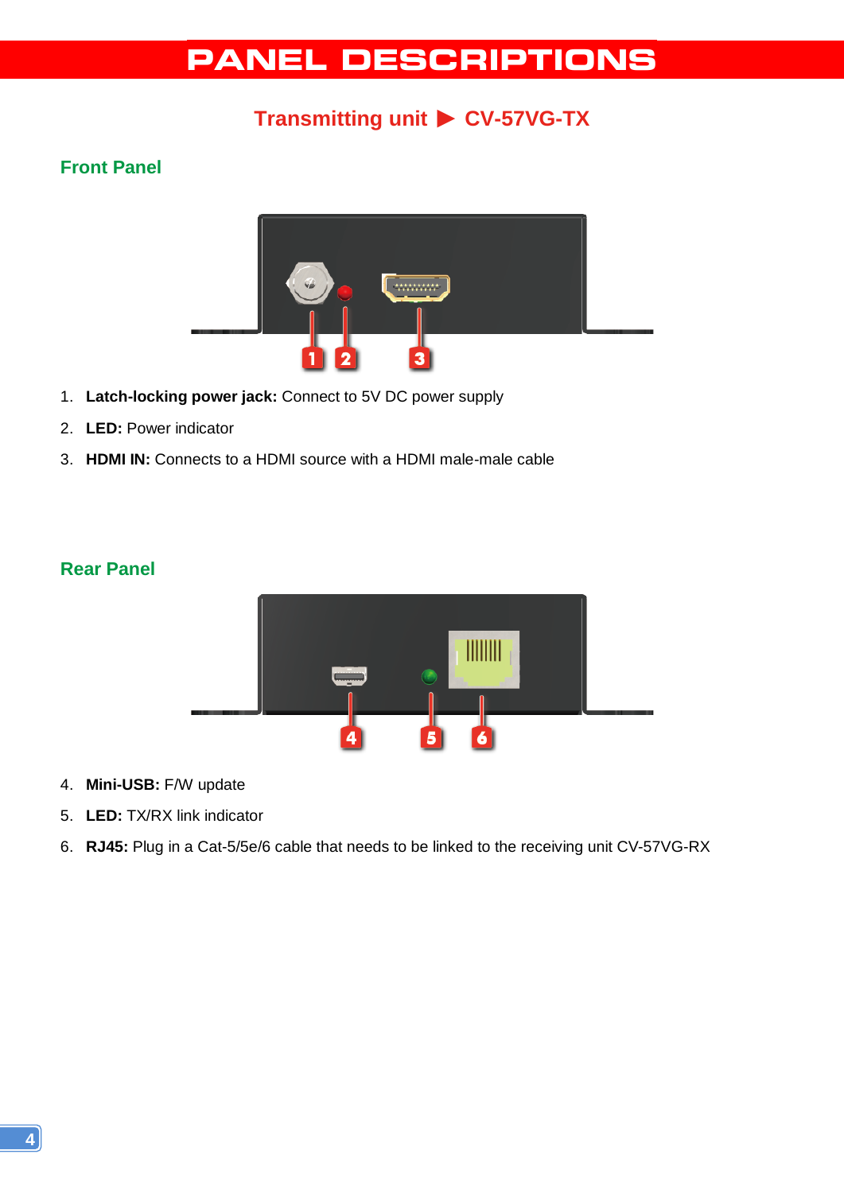# PANEL DESCRIPTIONS

## Transmitting unit ▶ CV-57VG-TX

### Front Panel

1. **Latch-locking power jack:** Connect to 5V DC power supply
2. **LED:** Power indicator
3. **HDMI IN:** Connects to a HDMI source with a HDMI male-male cable

### Rear Panel

4. **Mini-USB:** F/W update
5. **LED:** TX/RX link indicator
6. **RJ45:** Plug in a Cat-5/5e/6 cable that needs to be linked to the receiving unit CV-57VG-RX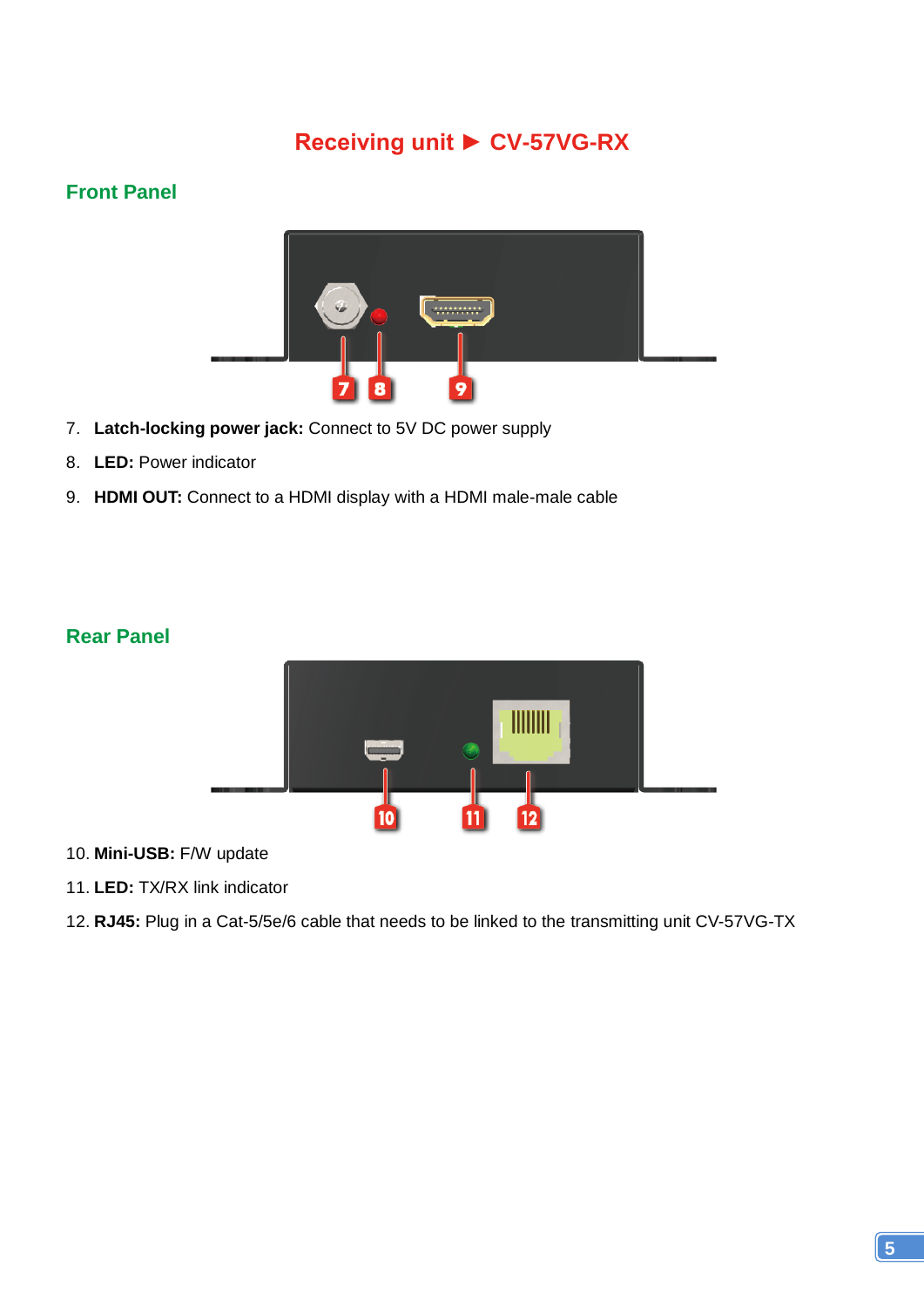# Receiving unit ► CV-57VG-RX

## Front Panel

7. **Latch-locking power jack:** Connect to 5V DC power supply
8. **LED:** Power indicator
9. **HDMI OUT:** Connect to a HDMI display with a HDMI male-male cable

## Rear Panel

10. **Mini-USB:** F/W update
11. **LED:** TX/RX link indicator
12. **RJ45:** Plug in a Cat-5/5e/6 cable that needs to be linked to the transmitting unit CV-57VG-TX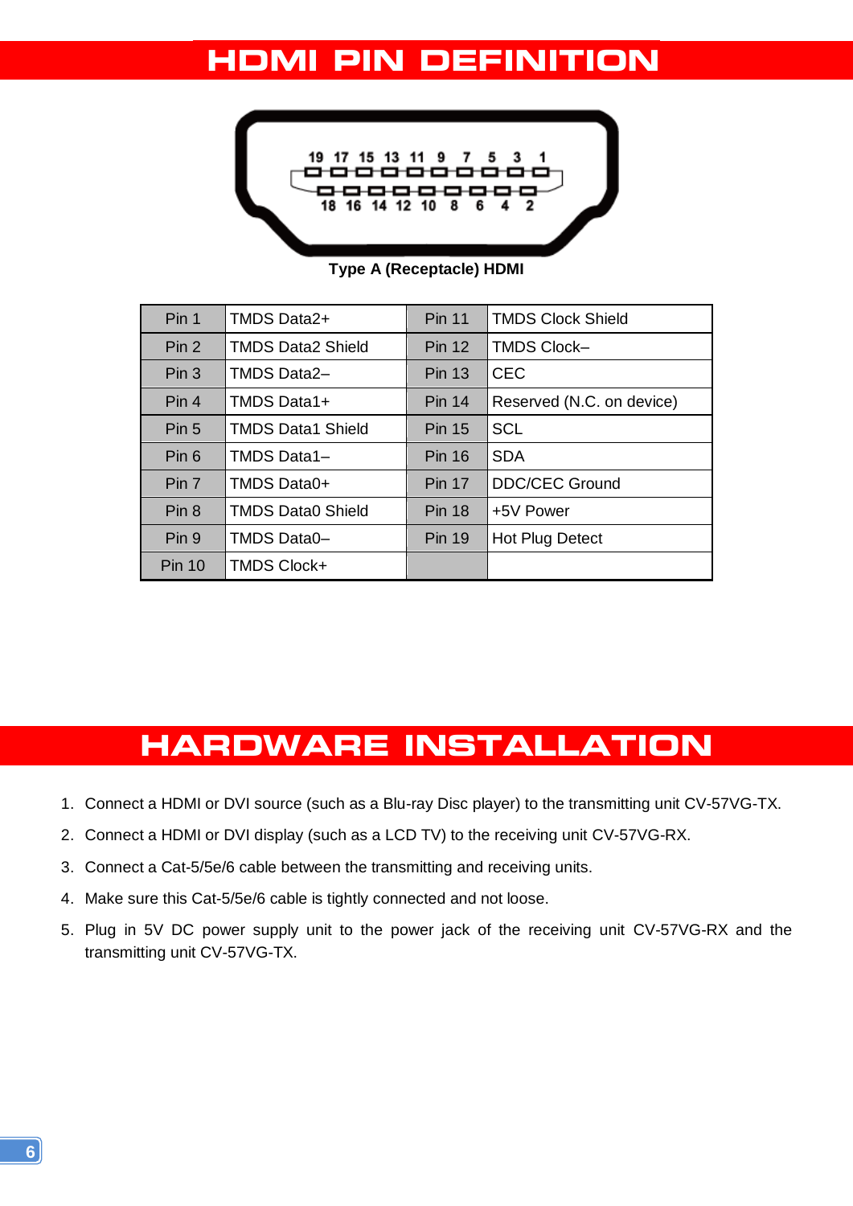# HDMI PIN DEFINITION

Type A (Receptacle) HDMI

| Pin | Definition | Pin | Definition |
|---|---|---|---|
| Pin 1 | TMDS Data2+ | Pin 11 | TMDS Clock Shield |
| Pin 2 | TMDS Data2 Shield | Pin 12 | TMDS Clock– |
| Pin 3 | TMDS Data2– | Pin 13 | CEC |
| Pin 4 | TMDS Data1+ | Pin 14 | Reserved (N.C. on device) |
| Pin 5 | TMDS Data1 Shield | Pin 15 | SCL |
| Pin 6 | TMDS Data1– | Pin 16 | SDA |
| Pin 7 | TMDS Data0+ | Pin 17 | DDC/CEC Ground |
| Pin 8 | TMDS Data0 Shield | Pin 18 | +5V Power |
| Pin 9 | TMDS Data0– | Pin 19 | Hot Plug Detect |
| Pin 10 | TMDS Clock+ | | |

# HARDWARE INSTALLATION

1. Connect a HDMI or DVI source (such as a Blu-ray Disc player) to the transmitting unit CV-57VG-TX.
2. Connect a HDMI or DVI display (such as a LCD TV) to the receiving unit CV-57VG-RX.
3. Connect a Cat-5/5e/6 cable between the transmitting and receiving units.
4. Make sure this Cat-5/5e/6 cable is tightly connected and not loose.
5. Plug in 5V DC power supply unit to the power jack of the receiving unit CV-57VG-RX and the transmitting unit CV-57VG-TX.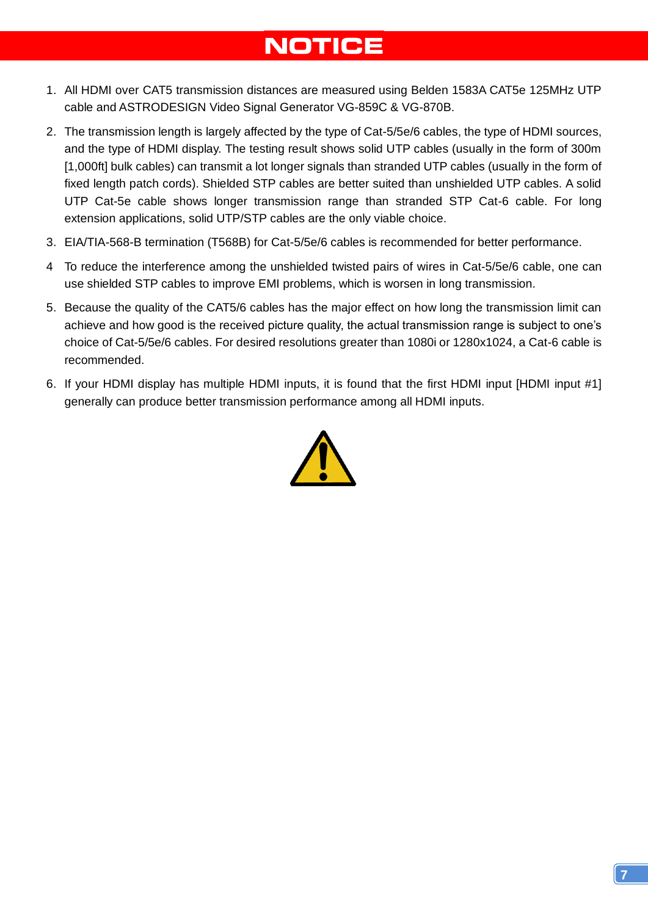# NOTICE

1. All HDMI over CAT5 transmission distances are measured using Belden 1583A CAT5e 125MHz UTP cable and ASTRODESIGN Video Signal Generator VG-859C & VG-870B.
2. The transmission length is largely affected by the type of Cat-5/5e/6 cables, the type of HDMI sources, and the type of HDMI display. The testing result shows solid UTP cables (usually in the form of 300m [1,000ft] bulk cables) can transmit a lot longer signals than stranded UTP cables (usually in the form of fixed length patch cords). Shielded STP cables are better suited than unshielded UTP cables. A solid UTP Cat-5e cable shows longer transmission range than stranded STP Cat-6 cable. For long extension applications, solid UTP/STP cables are the only viable choice.
3. EIA/TIA-568-B termination (T568B) for Cat-5/5e/6 cables is recommended for better performance.
4. To reduce the interference among the unshielded twisted pairs of wires in Cat-5/5e/6 cable, one can use shielded STP cables to improve EMI problems, which is worsen in long transmission.
5. Because the quality of the CAT5/6 cables has the major effect on how long the transmission limit can achieve and how good is the received picture quality, the actual transmission range is subject to one's choice of Cat-5/5e/6 cables. For desired resolutions greater than 1080i or 1280x1024, a Cat-6 cable is recommended.
6. If your HDMI display has multiple HDMI inputs, it is found that the first HDMI input [HDMI input #1] generally can produce better transmission performance among all HDMI inputs.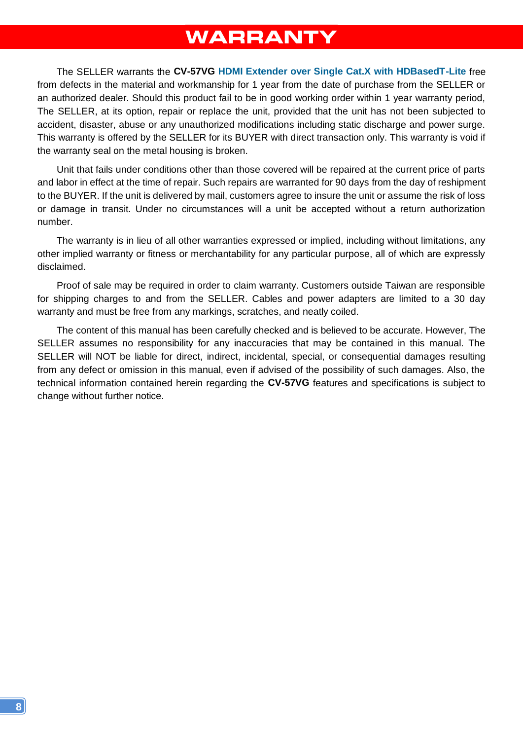# WARRANTY

The SELLER warrants the **CV-57VG HDMI Extender over Single Cat.X with HDBasedT-Lite** free from defects in the material and workmanship for 1 year from the date of purchase from the SELLER or an authorized dealer. Should this product fail to be in good working order within 1 year warranty period, The SELLER, at its option, repair or replace the unit, provided that the unit has not been subjected to accident, disaster, abuse or any unauthorized modifications including static discharge and power surge. This warranty is offered by the SELLER for its BUYER with direct transaction only. This warranty is void if the warranty seal on the metal housing is broken.

Unit that fails under conditions other than those covered will be repaired at the current price of parts and labor in effect at the time of repair. Such repairs are warranted for 90 days from the day of reshipment to the BUYER. If the unit is delivered by mail, customers agree to insure the unit or assume the risk of loss or damage in transit. Under no circumstances will a unit be accepted without a return authorization number.

The warranty is in lieu of all other warranties expressed or implied, including without limitations, any other implied warranty or fitness or merchantability for any particular purpose, all of which are expressly disclaimed.

Proof of sale may be required in order to claim warranty. Customers outside Taiwan are responsible for shipping charges to and from the SELLER. Cables and power adapters are limited to a 30 day warranty and must be free from any markings, scratches, and neatly coiled.

The content of this manual has been carefully checked and is believed to be accurate. However, The SELLER assumes no responsibility for any inaccuracies that may be contained in this manual. The SELLER will NOT be liable for direct, indirect, incidental, special, or consequential damages resulting from any defect or omission in this manual, even if advised of the possibility of such damages. Also, the technical information contained herein regarding the **CV-57VG** features and specifications is subject to change without further notice.